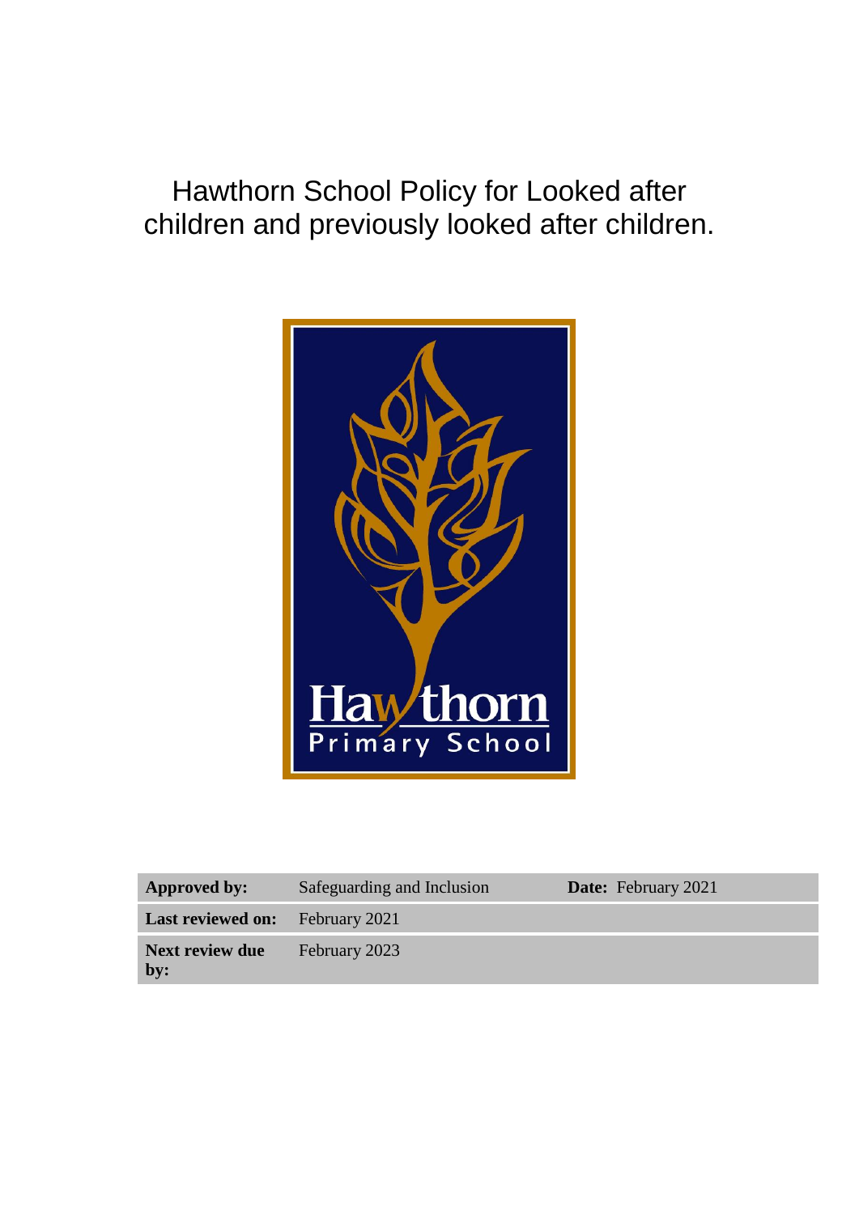# Hawthorn School Policy for Looked after children and previously looked after children.

| **Approved by:** | Safeguarding and Inclusion | **Date:** February 2021 |
| --- | --- | --- |
| **Last reviewed on:** | February 2021 | |
| **Next review due by:** | February 2023 | |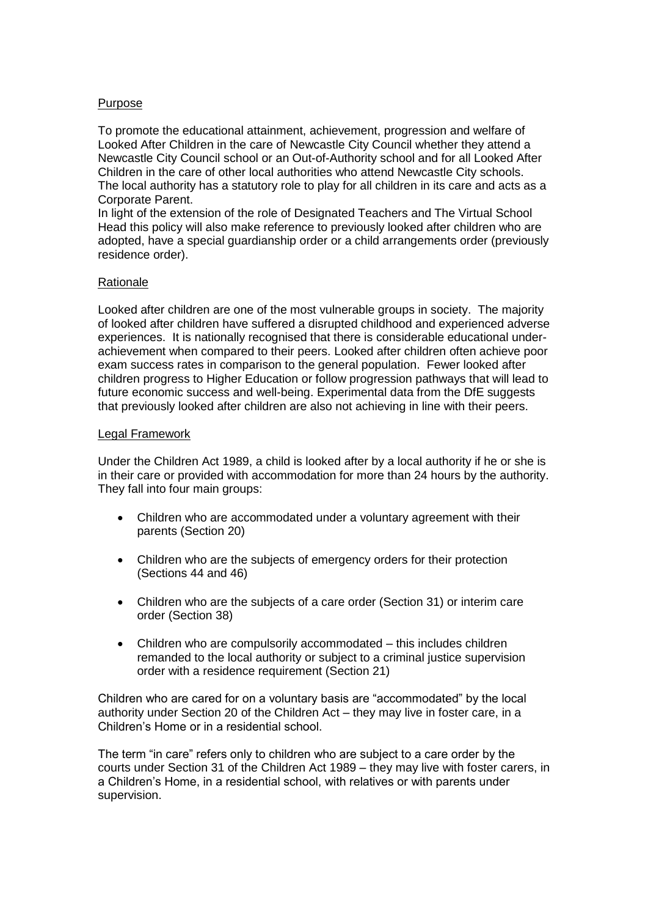## Purpose

To promote the educational attainment, achievement, progression and welfare of Looked After Children in the care of Newcastle City Council whether they attend a Newcastle City Council school or an Out-of-Authority school and for all Looked After Children in the care of other local authorities who attend Newcastle City schools. The local authority has a statutory role to play for all children in its care and acts as a Corporate Parent.

In light of the extension of the role of Designated Teachers and The Virtual School Head this policy will also make reference to previously looked after children who are adopted, have a special guardianship order or a child arrangements order (previously residence order).

## Rationale

Looked after children are one of the most vulnerable groups in society. The majority of looked after children have suffered a disrupted childhood and experienced adverse experiences. It is nationally recognised that there is considerable educational under-achievement when compared to their peers. Looked after children often achieve poor exam success rates in comparison to the general population. Fewer looked after children progress to Higher Education or follow progression pathways that will lead to future economic success and well-being. Experimental data from the DfE suggests that previously looked after children are also not achieving in line with their peers.

## Legal Framework

Under the Children Act 1989, a child is looked after by a local authority if he or she is in their care or provided with accommodation for more than 24 hours by the authority. They fall into four main groups:

- Children who are accommodated under a voluntary agreement with their parents (Section 20)
- Children who are the subjects of emergency orders for their protection (Sections 44 and 46)
- Children who are the subjects of a care order (Section 31) or interim care order (Section 38)
- Children who are compulsorily accommodated – this includes children remanded to the local authority or subject to a criminal justice supervision order with a residence requirement (Section 21)

Children who are cared for on a voluntary basis are "accommodated" by the local authority under Section 20 of the Children Act – they may live in foster care, in a Children's Home or in a residential school.

The term "in care" refers only to children who are subject to a care order by the courts under Section 31 of the Children Act 1989 – they may live with foster carers, in a Children's Home, in a residential school, with relatives or with parents under supervision.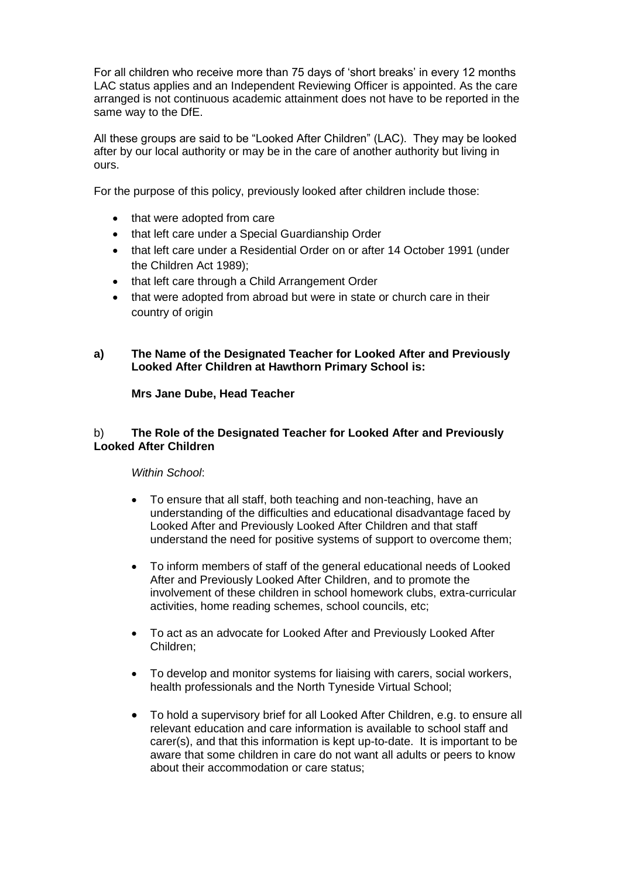For all children who receive more than 75 days of 'short breaks' in every 12 months LAC status applies and an Independent Reviewing Officer is appointed. As the care arranged is not continuous academic attainment does not have to be reported in the same way to the DfE.

All these groups are said to be "Looked After Children" (LAC). They may be looked after by our local authority or may be in the care of another authority but living in ours.

For the purpose of this policy, previously looked after children include those:

- that were adopted from care
- that left care under a Special Guardianship Order
- that left care under a Residential Order on or after 14 October 1991 (under the Children Act 1989);
- that left care through a Child Arrangement Order
- that were adopted from abroad but were in state or church care in their country of origin

**a) The Name of the Designated Teacher for Looked After and Previously Looked After Children at Hawthorn Primary School is:**

**Mrs Jane Dube, Head Teacher**

b) **The Role of the Designated Teacher for Looked After and Previously Looked After Children**

*Within School*:

- To ensure that all staff, both teaching and non-teaching, have an understanding of the difficulties and educational disadvantage faced by Looked After and Previously Looked After Children and that staff understand the need for positive systems of support to overcome them;

- To inform members of staff of the general educational needs of Looked After and Previously Looked After Children, and to promote the involvement of these children in school homework clubs, extra-curricular activities, home reading schemes, school councils, etc;

- To act as an advocate for Looked After and Previously Looked After Children;

- To develop and monitor systems for liaising with carers, social workers, health professionals and the North Tyneside Virtual School;

- To hold a supervisory brief for all Looked After Children, e.g. to ensure all relevant education and care information is available to school staff and carer(s), and that this information is kept up-to-date. It is important to be aware that some children in care do not want all adults or peers to know about their accommodation or care status;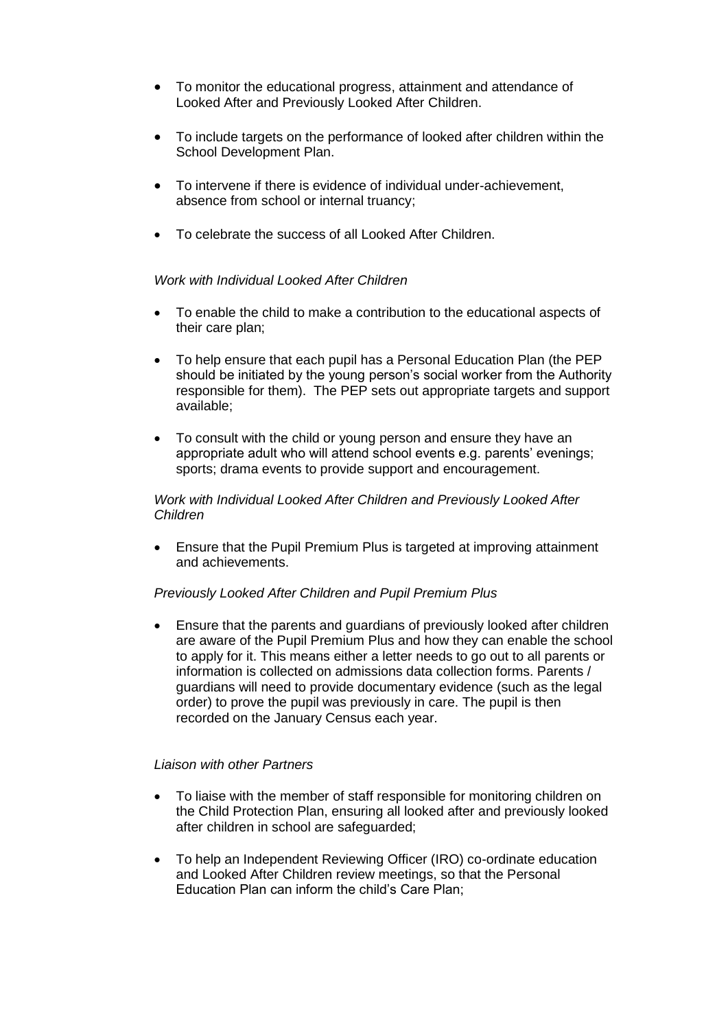- To monitor the educational progress, attainment and attendance of Looked After and Previously Looked After Children.

- To include targets on the performance of looked after children within the School Development Plan.

- To intervene if there is evidence of individual under-achievement, absence from school or internal truancy;

- To celebrate the success of all Looked After Children.

*Work with Individual Looked After Children*

- To enable the child to make a contribution to the educational aspects of their care plan;

- To help ensure that each pupil has a Personal Education Plan (the PEP should be initiated by the young person's social worker from the Authority responsible for them). The PEP sets out appropriate targets and support available;

- To consult with the child or young person and ensure they have an appropriate adult who will attend school events e.g. parents' evenings; sports; drama events to provide support and encouragement.

*Work with Individual Looked After Children and Previously Looked After Children*

- Ensure that the Pupil Premium Plus is targeted at improving attainment and achievements.

*Previously Looked After Children and Pupil Premium Plus*

- Ensure that the parents and guardians of previously looked after children are aware of the Pupil Premium Plus and how they can enable the school to apply for it. This means either a letter needs to go out to all parents or information is collected on admissions data collection forms. Parents / guardians will need to provide documentary evidence (such as the legal order) to prove the pupil was previously in care. The pupil is then recorded on the January Census each year.

*Liaison with other Partners*

- To liaise with the member of staff responsible for monitoring children on the Child Protection Plan, ensuring all looked after and previously looked after children in school are safeguarded;

- To help an Independent Reviewing Officer (IRO) co-ordinate education and Looked After Children review meetings, so that the Personal Education Plan can inform the child's Care Plan;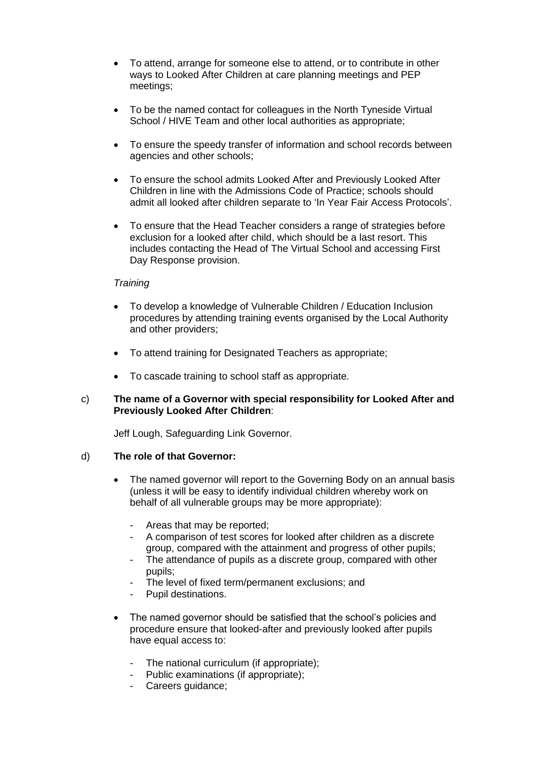- To attend, arrange for someone else to attend, or to contribute in other ways to Looked After Children at care planning meetings and PEP meetings;

- To be the named contact for colleagues in the North Tyneside Virtual School / HIVE Team and other local authorities as appropriate;

- To ensure the speedy transfer of information and school records between agencies and other schools;

- To ensure the school admits Looked After and Previously Looked After Children in line with the Admissions Code of Practice; schools should admit all looked after children separate to 'In Year Fair Access Protocols'.

- To ensure that the Head Teacher considers a range of strategies before exclusion for a looked after child, which should be a last resort. This includes contacting the Head of The Virtual School and accessing First Day Response provision.

*Training*

- To develop a knowledge of Vulnerable Children / Education Inclusion procedures by attending training events organised by the Local Authority and other providers;

- To attend training for Designated Teachers as appropriate;

- To cascade training to school staff as appropriate.

c) **The name of a Governor with special responsibility for Looked After and Previously Looked After Children**:

Jeff Lough, Safeguarding Link Governor.

d) **The role of that Governor:**

- The named governor will report to the Governing Body on an annual basis (unless it will be easy to identify individual children whereby work on behalf of all vulnerable groups may be more appropriate):

  - Areas that may be reported;
  - A comparison of test scores for looked after children as a discrete group, compared with the attainment and progress of other pupils;
  - The attendance of pupils as a discrete group, compared with other pupils;
  - The level of fixed term/permanent exclusions; and
  - Pupil destinations.

- The named governor should be satisfied that the school's policies and procedure ensure that looked-after and previously looked after pupils have equal access to:

  - The national curriculum (if appropriate);
  - Public examinations (if appropriate);
  - Careers guidance;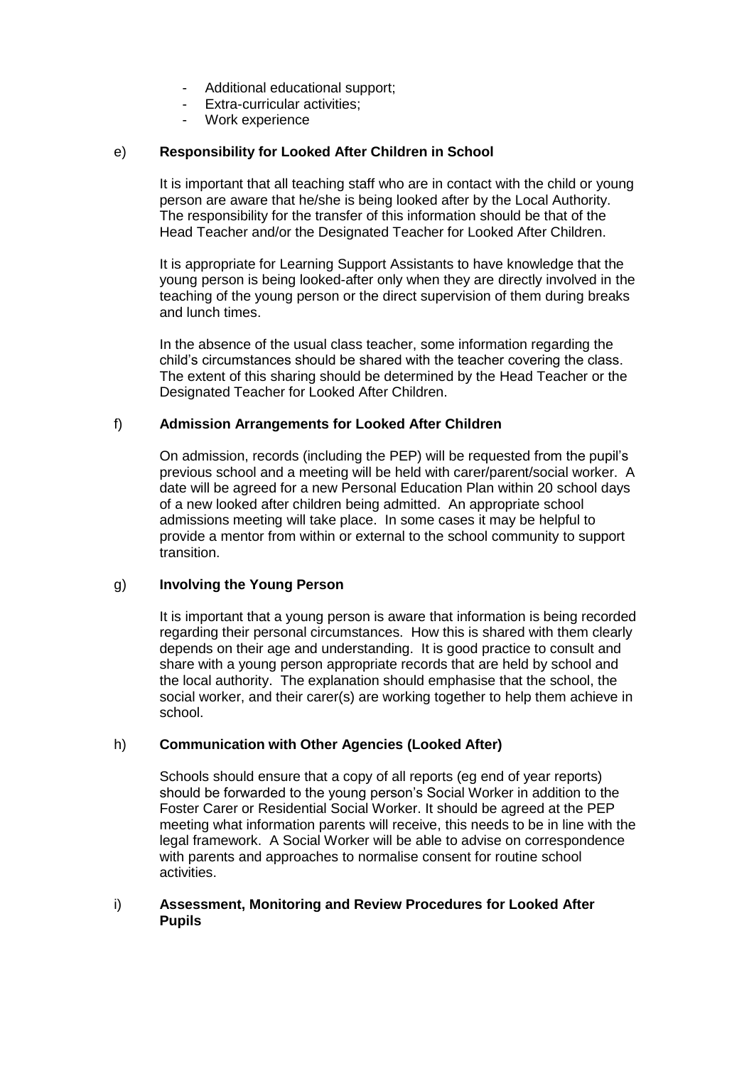- Additional educational support;
- Extra-curricular activities;
- Work experience

### e) **Responsibility for Looked After Children in School**

It is important that all teaching staff who are in contact with the child or young person are aware that he/she is being looked after by the Local Authority. The responsibility for the transfer of this information should be that of the Head Teacher and/or the Designated Teacher for Looked After Children.

It is appropriate for Learning Support Assistants to have knowledge that the young person is being looked-after only when they are directly involved in the teaching of the young person or the direct supervision of them during breaks and lunch times.

In the absence of the usual class teacher, some information regarding the child's circumstances should be shared with the teacher covering the class. The extent of this sharing should be determined by the Head Teacher or the Designated Teacher for Looked After Children.

### f) **Admission Arrangements for Looked After Children**

On admission, records (including the PEP) will be requested from the pupil's previous school and a meeting will be held with carer/parent/social worker. A date will be agreed for a new Personal Education Plan within 20 school days of a new looked after children being admitted. An appropriate school admissions meeting will take place. In some cases it may be helpful to provide a mentor from within or external to the school community to support transition.

### g) **Involving the Young Person**

It is important that a young person is aware that information is being recorded regarding their personal circumstances. How this is shared with them clearly depends on their age and understanding. It is good practice to consult and share with a young person appropriate records that are held by school and the local authority. The explanation should emphasise that the school, the social worker, and their carer(s) are working together to help them achieve in school.

### h) **Communication with Other Agencies (Looked After)**

Schools should ensure that a copy of all reports (eg end of year reports) should be forwarded to the young person's Social Worker in addition to the Foster Carer or Residential Social Worker. It should be agreed at the PEP meeting what information parents will receive, this needs to be in line with the legal framework. A Social Worker will be able to advise on correspondence with parents and approaches to normalise consent for routine school activities.

### i) **Assessment, Monitoring and Review Procedures for Looked After Pupils**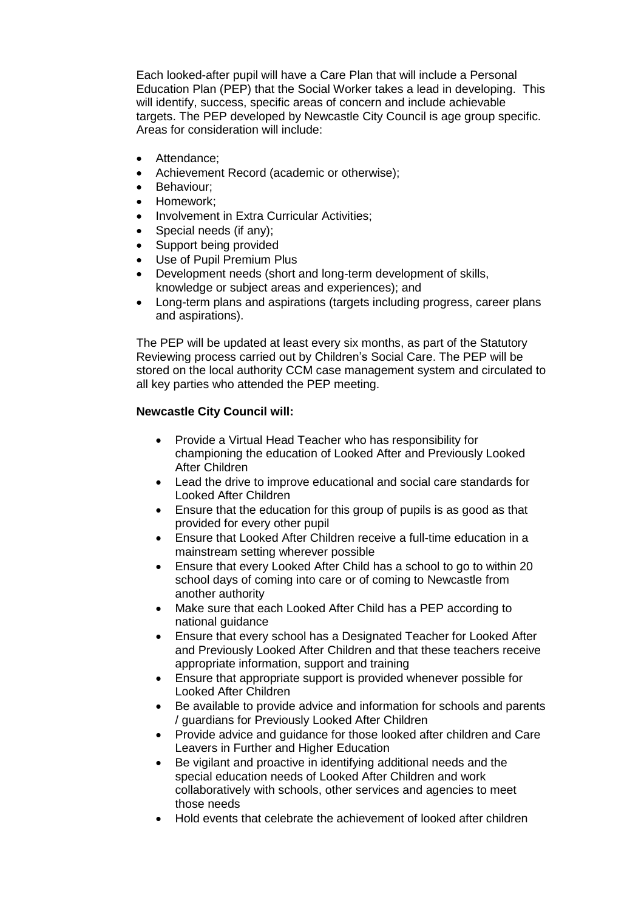Each looked-after pupil will have a Care Plan that will include a Personal Education Plan (PEP) that the Social Worker takes a lead in developing. This will identify, success, specific areas of concern and include achievable targets. The PEP developed by Newcastle City Council is age group specific. Areas for consideration will include:

- Attendance;
- Achievement Record (academic or otherwise);
- Behaviour;
- Homework;
- Involvement in Extra Curricular Activities;
- Special needs (if any);
- Support being provided
- Use of Pupil Premium Plus
- Development needs (short and long-term development of skills, knowledge or subject areas and experiences); and
- Long-term plans and aspirations (targets including progress, career plans and aspirations).

The PEP will be updated at least every six months, as part of the Statutory Reviewing process carried out by Children's Social Care. The PEP will be stored on the local authority CCM case management system and circulated to all key parties who attended the PEP meeting.

**Newcastle City Council will:**

- Provide a Virtual Head Teacher who has responsibility for championing the education of Looked After and Previously Looked After Children
- Lead the drive to improve educational and social care standards for Looked After Children
- Ensure that the education for this group of pupils is as good as that provided for every other pupil
- Ensure that Looked After Children receive a full-time education in a mainstream setting wherever possible
- Ensure that every Looked After Child has a school to go to within 20 school days of coming into care or of coming to Newcastle from another authority
- Make sure that each Looked After Child has a PEP according to national guidance
- Ensure that every school has a Designated Teacher for Looked After and Previously Looked After Children and that these teachers receive appropriate information, support and training
- Ensure that appropriate support is provided whenever possible for Looked After Children
- Be available to provide advice and information for schools and parents / guardians for Previously Looked After Children
- Provide advice and guidance for those looked after children and Care Leavers in Further and Higher Education
- Be vigilant and proactive in identifying additional needs and the special education needs of Looked After Children and work collaboratively with schools, other services and agencies to meet those needs
- Hold events that celebrate the achievement of looked after children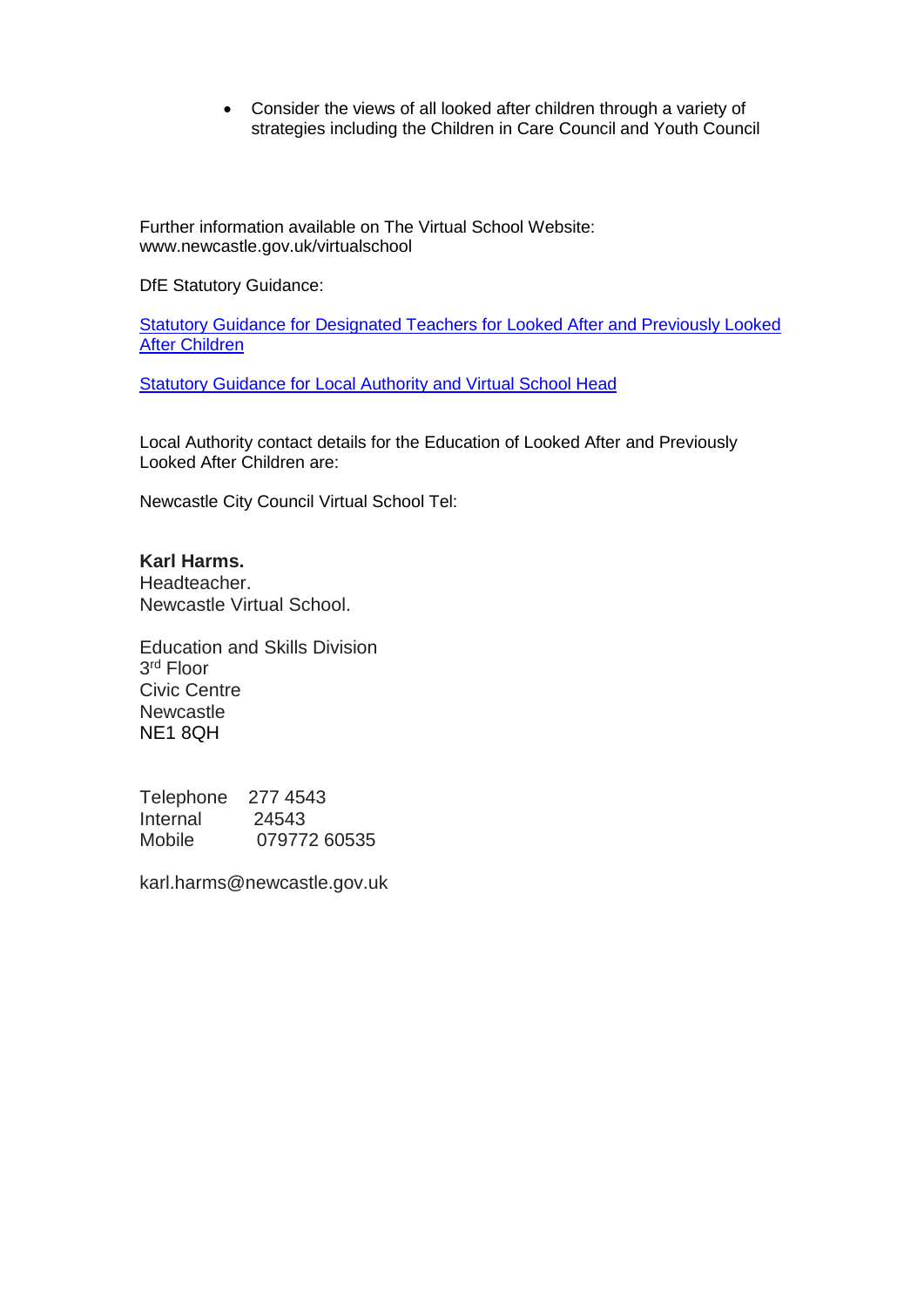- Consider the views of all looked after children through a variety of strategies including the Children in Care Council and Youth Council

Further information available on The Virtual School Website:
www.newcastle.gov.uk/virtualschool

DfE Statutory Guidance:

[Statutory Guidance for Designated Teachers for Looked After and Previously Looked After Children]

[Statutory Guidance for Local Authority and Virtual School Head]

Local Authority contact details for the Education of Looked After and Previously Looked After Children are:

Newcastle City Council Virtual School Tel:

**Karl Harms.**
Headteacher.
Newcastle Virtual School.

Education and Skills Division
3rd Floor
Civic Centre
Newcastle
NE1 8QH

Telephone 277 4543
Internal 24543
Mobile 079772 60535

karl.harms@newcastle.gov.uk